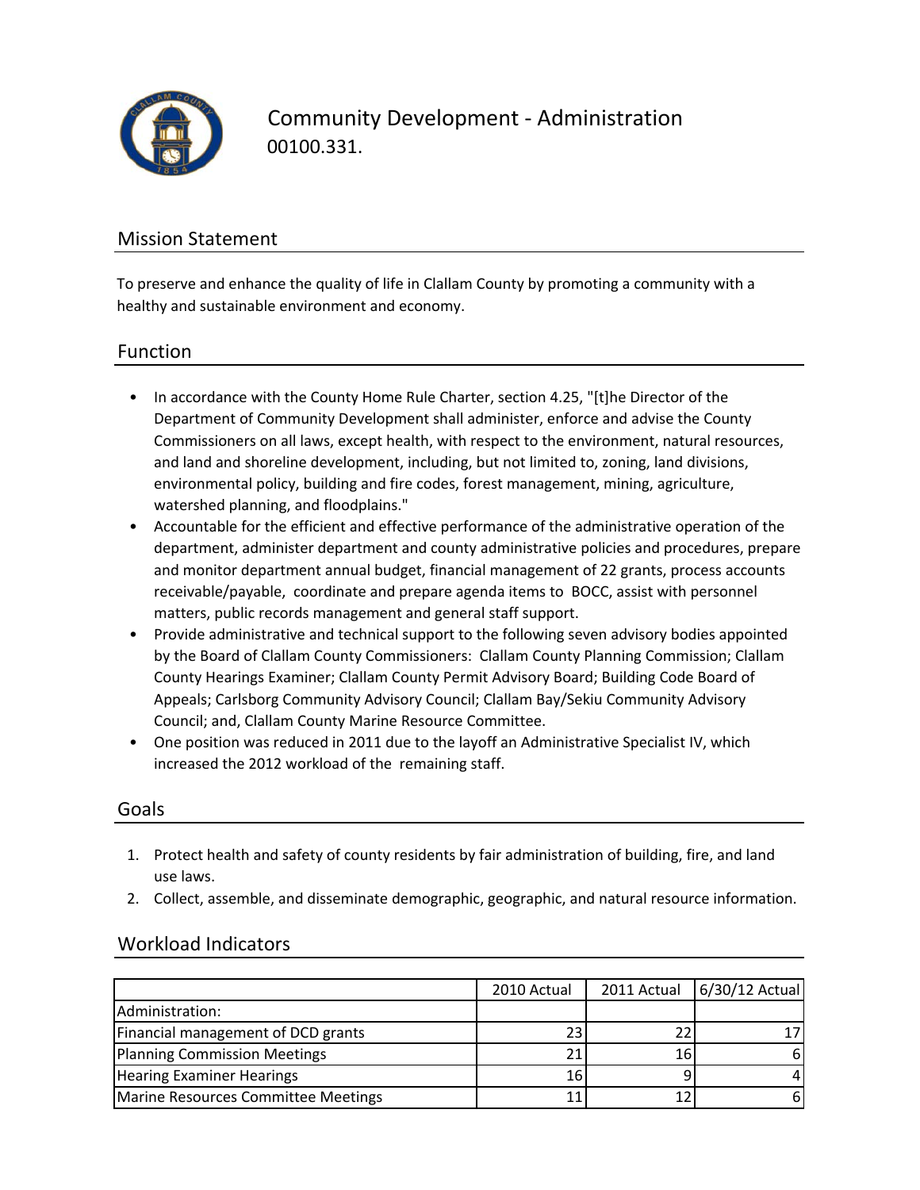# Community Development - Administration

00100.331.

## Mission Statement

To preserve and enhance the quality of life in Clallam County by promoting a community with a healthy and sustainable environment and economy.

## Function

- In accordance with the County Home Rule Charter, section 4.25, "[t]he Director of the Department of Community Development shall administer, enforce and advise the County Commissioners on all laws, except health, with respect to the environment, natural resources, and land and shoreline development, including, but not limited to, zoning, land divisions, environmental policy, building and fire codes, forest management, mining, agriculture, watershed planning, and floodplains."
- Accountable for the efficient and effective performance of the administrative operation of the department, administer department and county administrative policies and procedures, prepare and monitor department annual budget, financial management of 22 grants, process accounts receivable/payable, coordinate and prepare agenda items to BOCC, assist with personnel matters, public records management and general staff support.
- Provide administrative and technical support to the following seven advisory bodies appointed by the Board of Clallam County Commissioners: Clallam County Planning Commission; Clallam County Hearings Examiner; Clallam County Permit Advisory Board; Building Code Board of Appeals; Carlsborg Community Advisory Council; Clallam Bay/Sekiu Community Advisory Council; and, Clallam County Marine Resource Committee.
- One position was reduced in 2011 due to the layoff an Administrative Specialist IV, which increased the 2012 workload of the remaining staff.

## Goals

1. Protect health and safety of county residents by fair administration of building, fire, and land use laws.
2. Collect, assemble, and disseminate demographic, geographic, and natural resource information.

## Workload Indicators

| | 2010 Actual | 2011 Actual | 6/30/12 Actual |
|---|---|---|---|
| Administration: | | | |
| Financial management of DCD grants | 23 | 22 | 17 |
| Planning Commission Meetings | 21 | 16 | 6 |
| Hearing Examiner Hearings | 16 | 9 | 4 |
| Marine Resources Committee Meetings | 11 | 12 | 6 |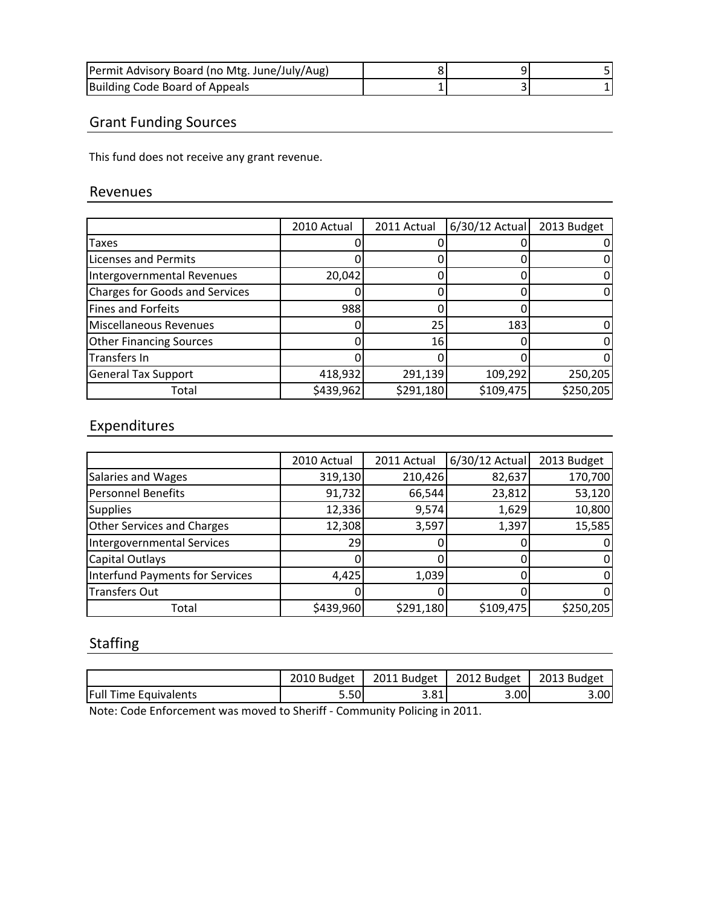| | | | |
|---|---|---|---|
| Permit Advisory Board (no Mtg. June/July/Aug) | 8 | 9 | 5 |
| Building Code Board of Appeals | 1 | 3 | 1 |

## Grant Funding Sources

This fund does not receive any grant revenue.

## Revenues

| | 2010 Actual | 2011 Actual | 6/30/12 Actual | 2013 Budget |
|---|---|---|---|---|
| Taxes | 0 | 0 | 0 | 0 |
| Licenses and Permits | 0 | 0 | 0 | 0 |
| Intergovernmental Revenues | 20,042 | 0 | 0 | 0 |
| Charges for Goods and Services | 0 | 0 | 0 | 0 |
| Fines and Forfeits | 988 | 0 | 0 | |
| Miscellaneous Revenues | 0 | 25 | 183 | 0 |
| Other Financing Sources | 0 | 16 | 0 | 0 |
| Transfers In | 0 | 0 | 0 | 0 |
| General Tax Support | 418,932 | 291,139 | 109,292 | 250,205 |
| Total | $439,962 | $291,180 | $109,475 | $250,205 |

## Expenditures

| | 2010 Actual | 2011 Actual | 6/30/12 Actual | 2013 Budget |
|---|---|---|---|---|
| Salaries and Wages | 319,130 | 210,426 | 82,637 | 170,700 |
| Personnel Benefits | 91,732 | 66,544 | 23,812 | 53,120 |
| Supplies | 12,336 | 9,574 | 1,629 | 10,800 |
| Other Services and Charges | 12,308 | 3,597 | 1,397 | 15,585 |
| Intergovernmental Services | 29 | 0 | 0 | 0 |
| Capital Outlays | 0 | 0 | 0 | 0 |
| Interfund Payments for Services | 4,425 | 1,039 | 0 | 0 |
| Transfers Out | 0 | 0 | 0 | 0 |
| Total | $439,960 | $291,180 | $109,475 | $250,205 |

## Staffing

| | 2010 Budget | 2011 Budget | 2012 Budget | 2013 Budget |
|---|---|---|---|---|
| Full Time Equivalents | 5.50 | 3.81 | 3.00 | 3.00 |

Note: Code Enforcement was moved to Sheriff - Community Policing in 2011.